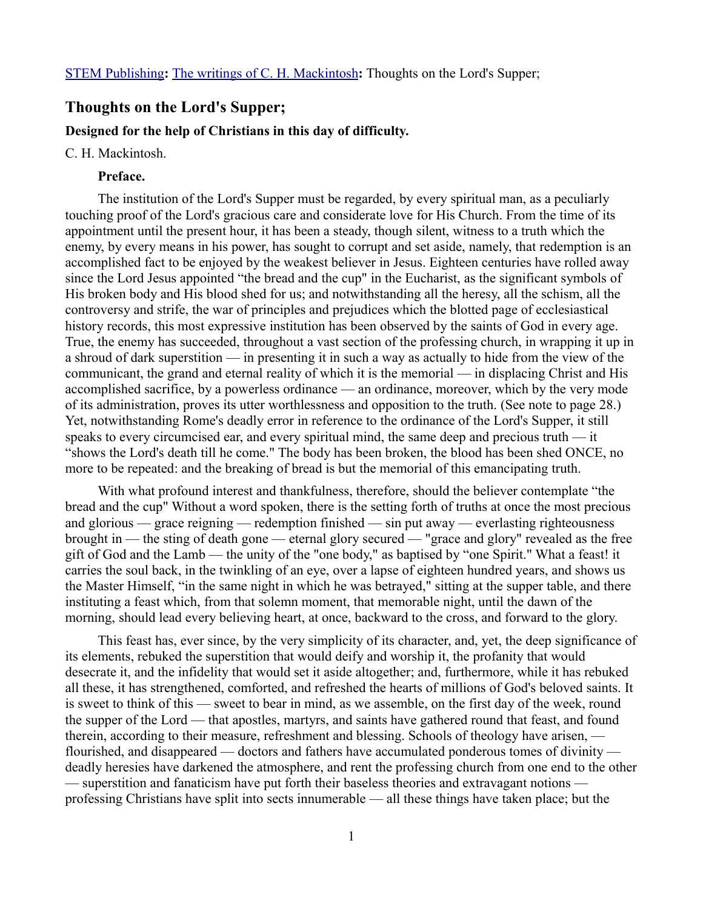STEM Publishing**:** The writings of C. H. Mackintosh**:** Thoughts on the Lord's Supper;

## Thoughts on the Lord's Supper;

### Designed for the help of Christians in this day of difficulty.

C. H. Mackintosh.

#### Preface.

The institution of the Lord's Supper must be regarded, by every spiritual man, as a peculiarly touching proof of the Lord's gracious care and considerate love for His Church. From the time of its appointment until the present hour, it has been a steady, though silent, witness to a truth which the enemy, by every means in his power, has sought to corrupt and set aside, namely, that redemption is an accomplished fact to be enjoyed by the weakest believer in Jesus. Eighteen centuries have rolled away since the Lord Jesus appointed "the bread and the cup" in the Eucharist, as the significant symbols of His broken body and His blood shed for us; and notwithstanding all the heresy, all the schism, all the controversy and strife, the war of principles and prejudices which the blotted page of ecclesiastical history records, this most expressive institution has been observed by the saints of God in every age. True, the enemy has succeeded, throughout a vast section of the professing church, in wrapping it up in a shroud of dark superstition — in presenting it in such a way as actually to hide from the view of the communicant, the grand and eternal reality of which it is the memorial — in displacing Christ and His accomplished sacrifice, by a powerless ordinance — an ordinance, moreover, which by the very mode of its administration, proves its utter worthlessness and opposition to the truth. (See note to page 28.) Yet, notwithstanding Rome's deadly error in reference to the ordinance of the Lord's Supper, it still speaks to every circumcised ear, and every spiritual mind, the same deep and precious truth — it "shows the Lord's death till he come." The body has been broken, the blood has been shed ONCE, no more to be repeated: and the breaking of bread is but the memorial of this emancipating truth.

With what profound interest and thankfulness, therefore, should the believer contemplate "the bread and the cup" Without a word spoken, there is the setting forth of truths at once the most precious and glorious — grace reigning — redemption finished — sin put away — everlasting righteousness brought in — the sting of death gone — eternal glory secured — "grace and glory" revealed as the free gift of God and the Lamb — the unity of the "one body," as baptised by "one Spirit." What a feast! it carries the soul back, in the twinkling of an eye, over a lapse of eighteen hundred years, and shows us the Master Himself, "in the same night in which he was betrayed," sitting at the supper table, and there instituting a feast which, from that solemn moment, that memorable night, until the dawn of the morning, should lead every believing heart, at once, backward to the cross, and forward to the glory.

This feast has, ever since, by the very simplicity of its character, and, yet, the deep significance of its elements, rebuked the superstition that would deify and worship it, the profanity that would desecrate it, and the infidelity that would set it aside altogether; and, furthermore, while it has rebuked all these, it has strengthened, comforted, and refreshed the hearts of millions of God's beloved saints. It is sweet to think of this — sweet to bear in mind, as we assemble, on the first day of the week, round the supper of the Lord — that apostles, martyrs, and saints have gathered round that feast, and found therein, according to their measure, refreshment and blessing. Schools of theology have arisen, — flourished, and disappeared — doctors and fathers have accumulated ponderous tomes of divinity — deadly heresies have darkened the atmosphere, and rent the professing church from one end to the other — superstition and fanaticism have put forth their baseless theories and extravagant notions — professing Christians have split into sects innumerable — all these things have taken place; but the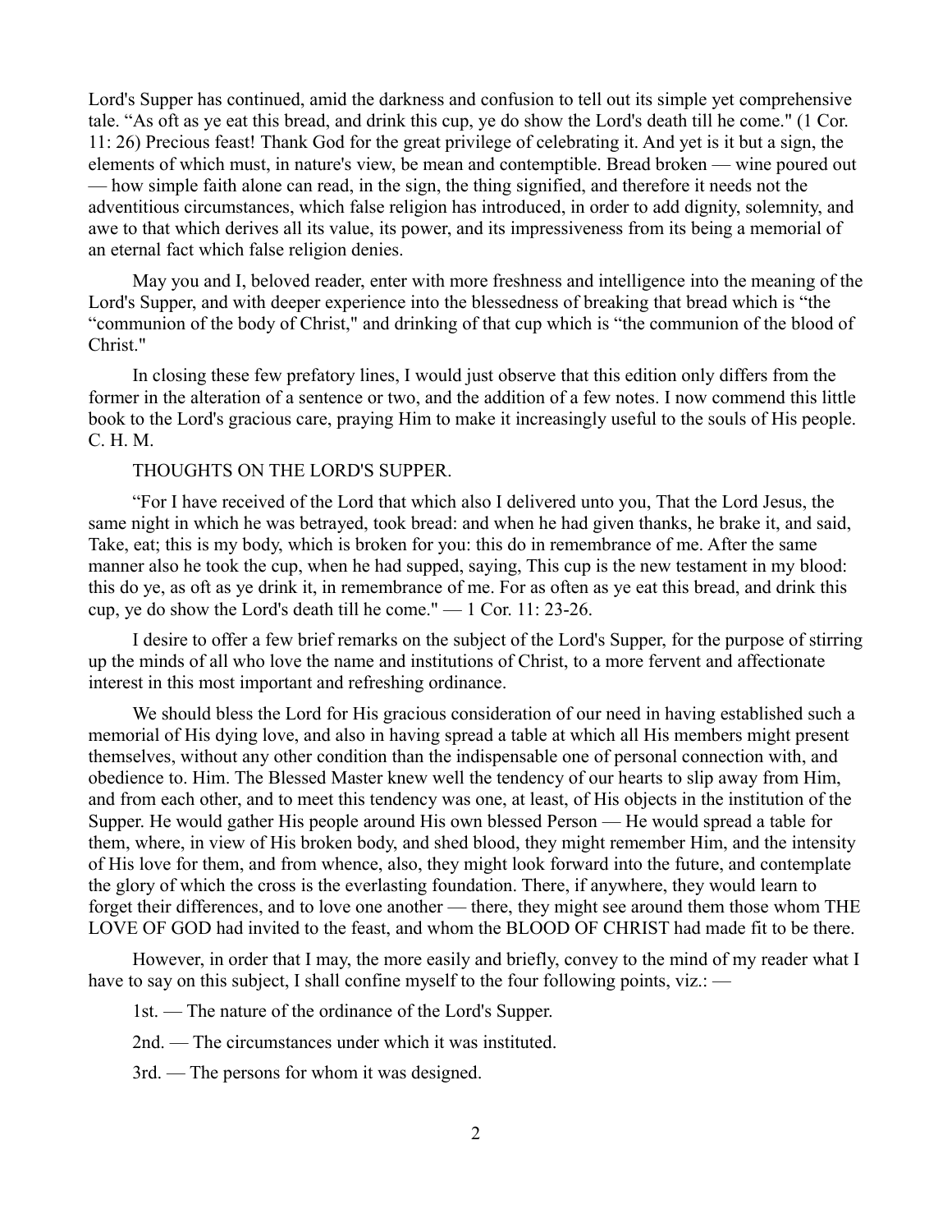Lord's Supper has continued, amid the darkness and confusion to tell out its simple yet comprehensive tale. "As oft as ye eat this bread, and drink this cup, ye do show the Lord's death till he come." (1 Cor. 11: 26) Precious feast! Thank God for the great privilege of celebrating it. And yet is it but a sign, the elements of which must, in nature's view, be mean and contemptible. Bread broken — wine poured out — how simple faith alone can read, in the sign, the thing signified, and therefore it needs not the adventitious circumstances, which false religion has introduced, in order to add dignity, solemnity, and awe to that which derives all its value, its power, and its impressiveness from its being a memorial of an eternal fact which false religion denies.

May you and I, beloved reader, enter with more freshness and intelligence into the meaning of the Lord's Supper, and with deeper experience into the blessedness of breaking that bread which is "the "communion of the body of Christ," and drinking of that cup which is "the communion of the blood of Christ."

In closing these few prefatory lines, I would just observe that this edition only differs from the former in the alteration of a sentence or two, and the addition of a few notes. I now commend this little book to the Lord's gracious care, praying Him to make it increasingly useful to the souls of His people. C. H. M.

## THOUGHTS ON THE LORD'S SUPPER.

"For I have received of the Lord that which also I delivered unto you, That the Lord Jesus, the same night in which he was betrayed, took bread: and when he had given thanks, he brake it, and said, Take, eat; this is my body, which is broken for you: this do in remembrance of me. After the same manner also he took the cup, when he had supped, saying, This cup is the new testament in my blood: this do ye, as oft as ye drink it, in remembrance of me. For as often as ye eat this bread, and drink this cup, ye do show the Lord's death till he come." — 1 Cor. 11: 23-26.

I desire to offer a few brief remarks on the subject of the Lord's Supper, for the purpose of stirring up the minds of all who love the name and institutions of Christ, to a more fervent and affectionate interest in this most important and refreshing ordinance.

We should bless the Lord for His gracious consideration of our need in having established such a memorial of His dying love, and also in having spread a table at which all His members might present themselves, without any other condition than the indispensable one of personal connection with, and obedience to. Him. The Blessed Master knew well the tendency of our hearts to slip away from Him, and from each other, and to meet this tendency was one, at least, of His objects in the institution of the Supper. He would gather His people around His own blessed Person — He would spread a table for them, where, in view of His broken body, and shed blood, they might remember Him, and the intensity of His love for them, and from whence, also, they might look forward into the future, and contemplate the glory of which the cross is the everlasting foundation. There, if anywhere, they would learn to forget their differences, and to love one another — there, they might see around them those whom THE LOVE OF GOD had invited to the feast, and whom the BLOOD OF CHRIST had made fit to be there.

However, in order that I may, the more easily and briefly, convey to the mind of my reader what I have to say on this subject, I shall confine myself to the four following points, viz.: —

1st. — The nature of the ordinance of the Lord's Supper.

2nd. — The circumstances under which it was instituted.

3rd. — The persons for whom it was designed.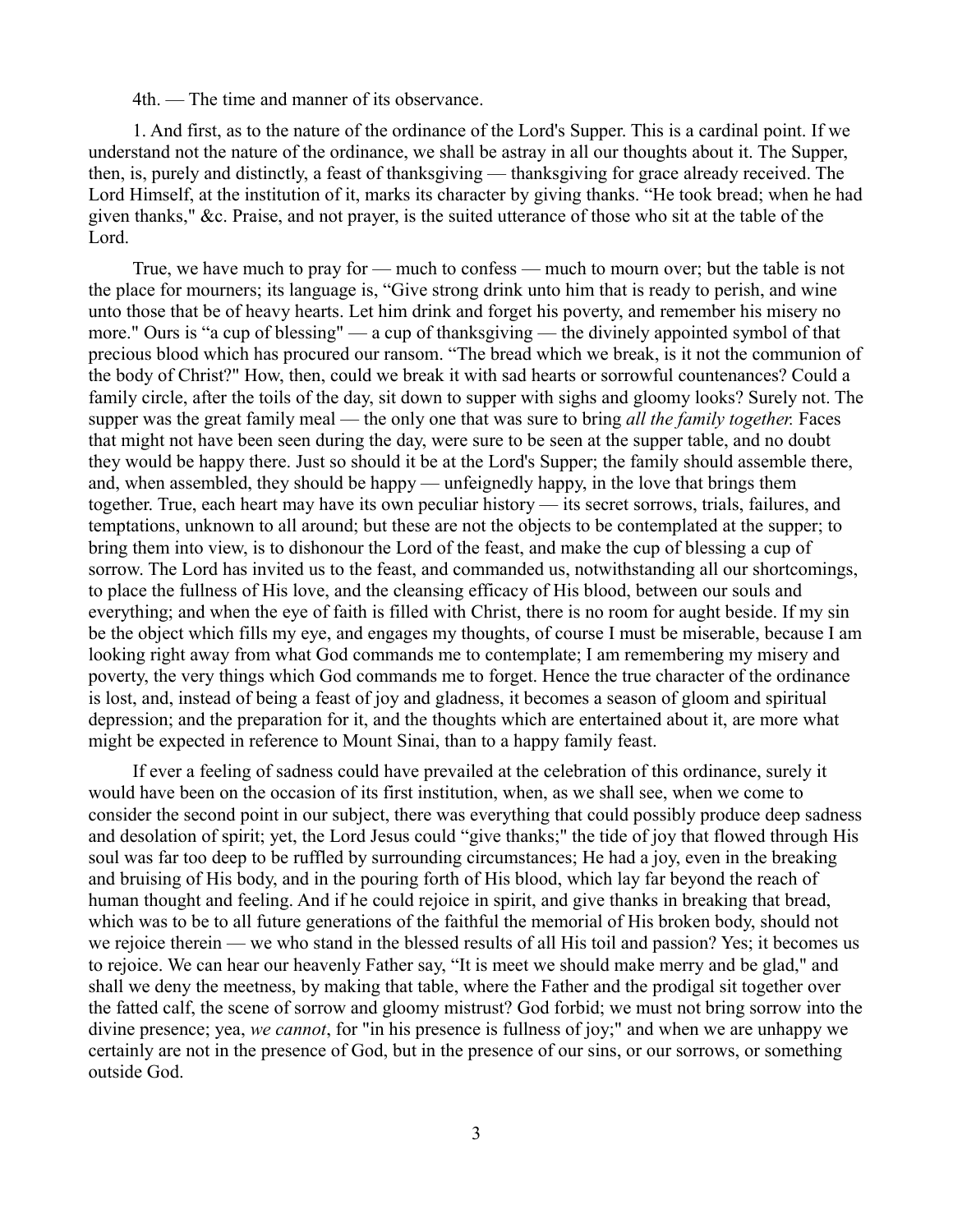4th. — The time and manner of its observance.

1. And first, as to the nature of the ordinance of the Lord's Supper. This is a cardinal point. If we understand not the nature of the ordinance, we shall be astray in all our thoughts about it. The Supper, then, is, purely and distinctly, a feast of thanksgiving — thanksgiving for grace already received. The Lord Himself, at the institution of it, marks its character by giving thanks. "He took bread; when he had given thanks," &c. Praise, and not prayer, is the suited utterance of those who sit at the table of the Lord.

True, we have much to pray for — much to confess — much to mourn over; but the table is not the place for mourners; its language is, "Give strong drink unto him that is ready to perish, and wine unto those that be of heavy hearts. Let him drink and forget his poverty, and remember his misery no more." Ours is "a cup of blessing" — a cup of thanksgiving — the divinely appointed symbol of that precious blood which has procured our ransom. "The bread which we break, is it not the communion of the body of Christ?" How, then, could we break it with sad hearts or sorrowful countenances? Could a family circle, after the toils of the day, sit down to supper with sighs and gloomy looks? Surely not. The supper was the great family meal — the only one that was sure to bring *all the family together.* Faces that might not have been seen during the day, were sure to be seen at the supper table, and no doubt they would be happy there. Just so should it be at the Lord's Supper; the family should assemble there, and, when assembled, they should be happy — unfeignedly happy, in the love that brings them together. True, each heart may have its own peculiar history — its secret sorrows, trials, failures, and temptations, unknown to all around; but these are not the objects to be contemplated at the supper; to bring them into view, is to dishonour the Lord of the feast, and make the cup of blessing a cup of sorrow. The Lord has invited us to the feast, and commanded us, notwithstanding all our shortcomings, to place the fullness of His love, and the cleansing efficacy of His blood, between our souls and everything; and when the eye of faith is filled with Christ, there is no room for aught beside. If my sin be the object which fills my eye, and engages my thoughts, of course I must be miserable, because I am looking right away from what God commands me to contemplate; I am remembering my misery and poverty, the very things which God commands me to forget. Hence the true character of the ordinance is lost, and, instead of being a feast of joy and gladness, it becomes a season of gloom and spiritual depression; and the preparation for it, and the thoughts which are entertained about it, are more what might be expected in reference to Mount Sinai, than to a happy family feast.

If ever a feeling of sadness could have prevailed at the celebration of this ordinance, surely it would have been on the occasion of its first institution, when, as we shall see, when we come to consider the second point in our subject, there was everything that could possibly produce deep sadness and desolation of spirit; yet, the Lord Jesus could "give thanks;" the tide of joy that flowed through His soul was far too deep to be ruffled by surrounding circumstances; He had a joy, even in the breaking and bruising of His body, and in the pouring forth of His blood, which lay far beyond the reach of human thought and feeling. And if he could rejoice in spirit, and give thanks in breaking that bread, which was to be to all future generations of the faithful the memorial of His broken body, should not we rejoice therein — we who stand in the blessed results of all His toil and passion? Yes; it becomes us to rejoice. We can hear our heavenly Father say, "It is meet we should make merry and be glad," and shall we deny the meetness, by making that table, where the Father and the prodigal sit together over the fatted calf, the scene of sorrow and gloomy mistrust? God forbid; we must not bring sorrow into the divine presence; yea, *we cannot*, for "in his presence is fullness of joy;" and when we are unhappy we certainly are not in the presence of God, but in the presence of our sins, or our sorrows, or something outside God.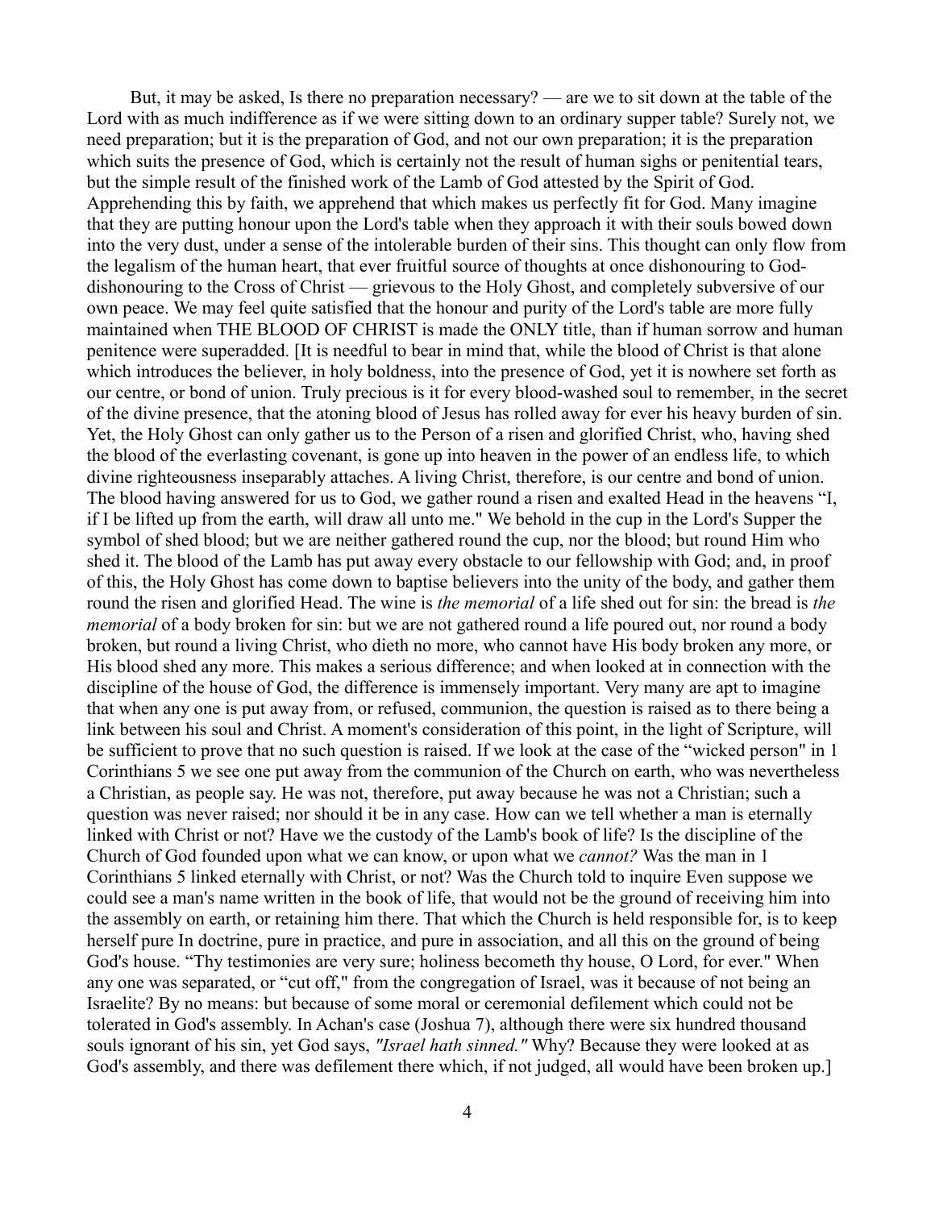But, it may be asked, Is there no preparation necessary? — are we to sit down at the table of the Lord with as much indifference as if we were sitting down to an ordinary supper table? Surely not, we need preparation; but it is the preparation of God, and not our own preparation; it is the preparation which suits the presence of God, which is certainly not the result of human sighs or penitential tears, but the simple result of the finished work of the Lamb of God attested by the Spirit of God. Apprehending this by faith, we apprehend that which makes us perfectly fit for God. Many imagine that they are putting honour upon the Lord's table when they approach it with their souls bowed down into the very dust, under a sense of the intolerable burden of their sins. This thought can only flow from the legalism of the human heart, that ever fruitful source of thoughts at once dishonouring to God-dishonouring to the Cross of Christ — grievous to the Holy Ghost, and completely subversive of our own peace. We may feel quite satisfied that the honour and purity of the Lord's table are more fully maintained when THE BLOOD OF CHRIST is made the ONLY title, than if human sorrow and human penitence were superadded. [It is needful to bear in mind that, while the blood of Christ is that alone which introduces the believer, in holy boldness, into the presence of God, yet it is nowhere set forth as our centre, or bond of union. Truly precious is it for every blood-washed soul to remember, in the secret of the divine presence, that the atoning blood of Jesus has rolled away for ever his heavy burden of sin. Yet, the Holy Ghost can only gather us to the Person of a risen and glorified Christ, who, having shed the blood of the everlasting covenant, is gone up into heaven in the power of an endless life, to which divine righteousness inseparably attaches. A living Christ, therefore, is our centre and bond of union. The blood having answered for us to God, we gather round a risen and exalted Head in the heavens "I, if I be lifted up from the earth, will draw all unto me." We behold in the cup in the Lord's Supper the symbol of shed blood; but we are neither gathered round the cup, nor the blood; but round Him who shed it. The blood of the Lamb has put away every obstacle to our fellowship with God; and, in proof of this, the Holy Ghost has come down to baptise believers into the unity of the body, and gather them round the risen and glorified Head. The wine is *the memorial* of a life shed out for sin: the bread is *the memorial* of a body broken for sin: but we are not gathered round a life poured out, nor round a body broken, but round a living Christ, who dieth no more, who cannot have His body broken any more, or His blood shed any more. This makes a serious difference; and when looked at in connection with the discipline of the house of God, the difference is immensely important. Very many are apt to imagine that when any one is put away from, or refused, communion, the question is raised as to there being a link between his soul and Christ. A moment's consideration of this point, in the light of Scripture, will be sufficient to prove that no such question is raised. If we look at the case of the "wicked person" in 1 Corinthians 5 we see one put away from the communion of the Church on earth, who was nevertheless a Christian, as people say. He was not, therefore, put away because he was not a Christian; such a question was never raised; nor should it be in any case. How can we tell whether a man is eternally linked with Christ or not? Have we the custody of the Lamb's book of life? Is the discipline of the Church of God founded upon what we can know, or upon what we *cannot?* Was the man in 1 Corinthians 5 linked eternally with Christ, or not? Was the Church told to inquire Even suppose we could see a man's name written in the book of life, that would not be the ground of receiving him into the assembly on earth, or retaining him there. That which the Church is held responsible for, is to keep herself pure In doctrine, pure in practice, and pure in association, and all this on the ground of being God's house. "Thy testimonies are very sure; holiness becometh thy house, O Lord, for ever." When any one was separated, or "cut off," from the congregation of Israel, was it because of not being an Israelite? By no means: but because of some moral or ceremonial defilement which could not be tolerated in God's assembly. In Achan's case (Joshua 7), although there were six hundred thousand souls ignorant of his sin, yet God says, *"Israel hath sinned."* Why? Because they were looked at as God's assembly, and there was defilement there which, if not judged, all would have been broken up.]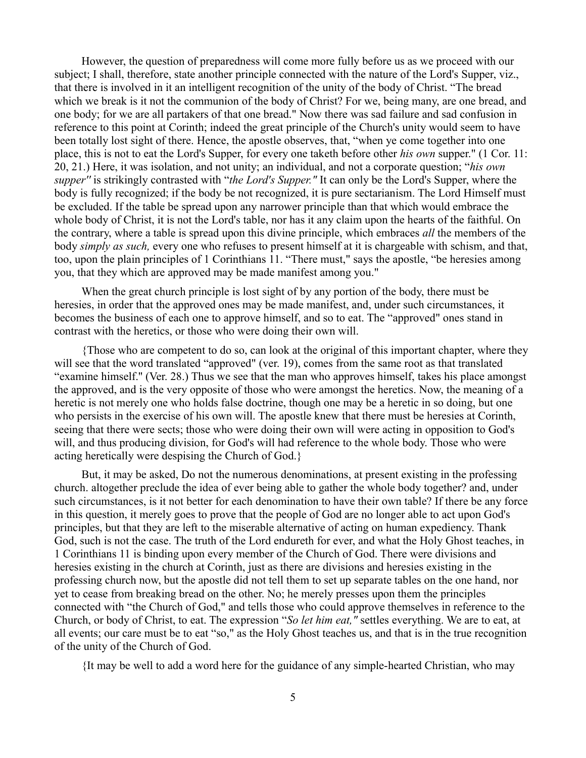However, the question of preparedness will come more fully before us as we proceed with our subject; I shall, therefore, state another principle connected with the nature of the Lord's Supper, viz., that there is involved in it an intelligent recognition of the unity of the body of Christ. "The bread which we break is it not the communion of the body of Christ? For we, being many, are one bread, and one body; for we are all partakers of that one bread." Now there was sad failure and sad confusion in reference to this point at Corinth; indeed the great principle of the Church's unity would seem to have been totally lost sight of there. Hence, the apostle observes, that, "when ye come together into one place, this is not to eat the Lord's Supper, for every one taketh before other *his own* supper." (1 Cor. 11: 20, 21.) Here, it was isolation, and not unity; an individual, and not a corporate question; "*his own supper"* is strikingly contrasted with "*the Lord's Supper."* It can only be the Lord's Supper, where the body is fully recognized; if the body be not recognized, it is pure sectarianism. The Lord Himself must be excluded. If the table be spread upon any narrower principle than that which would embrace the whole body of Christ, it is not the Lord's table, nor has it any claim upon the hearts of the faithful. On the contrary, where a table is spread upon this divine principle, which embraces *all* the members of the body *simply as such,* every one who refuses to present himself at it is chargeable with schism, and that, too, upon the plain principles of 1 Corinthians 11. "There must," says the apostle, "be heresies among you, that they which are approved may be made manifest among you."

When the great church principle is lost sight of by any portion of the body, there must be heresies, in order that the approved ones may be made manifest, and, under such circumstances, it becomes the business of each one to approve himself, and so to eat. The "approved" ones stand in contrast with the heretics, or those who were doing their own will.

{Those who are competent to do so, can look at the original of this important chapter, where they will see that the word translated "approved" (ver. 19), comes from the same root as that translated "examine himself." (Ver. 28.) Thus we see that the man who approves himself, takes his place amongst the approved, and is the very opposite of those who were amongst the heretics. Now, the meaning of a heretic is not merely one who holds false doctrine, though one may be a heretic in so doing, but one who persists in the exercise of his own will. The apostle knew that there must be heresies at Corinth, seeing that there were sects; those who were doing their own will were acting in opposition to God's will, and thus producing division, for God's will had reference to the whole body. Those who were acting heretically were despising the Church of God.}

But, it may be asked, Do not the numerous denominations, at present existing in the professing church. altogether preclude the idea of ever being able to gather the whole body together? and, under such circumstances, is it not better for each denomination to have their own table? If there be any force in this question, it merely goes to prove that the people of God are no longer able to act upon God's principles, but that they are left to the miserable alternative of acting on human expediency. Thank God, such is not the case. The truth of the Lord endureth for ever, and what the Holy Ghost teaches, in 1 Corinthians 11 is binding upon every member of the Church of God. There were divisions and heresies existing in the church at Corinth, just as there are divisions and heresies existing in the professing church now, but the apostle did not tell them to set up separate tables on the one hand, nor yet to cease from breaking bread on the other. No; he merely presses upon them the principles connected with "the Church of God," and tells those who could approve themselves in reference to the Church, or body of Christ, to eat. The expression "*So let him eat,"* settles everything. We are to eat, at all events; our care must be to eat "so," as the Holy Ghost teaches us, and that is in the true recognition of the unity of the Church of God.

{It may be well to add a word here for the guidance of any simple-hearted Christian, who may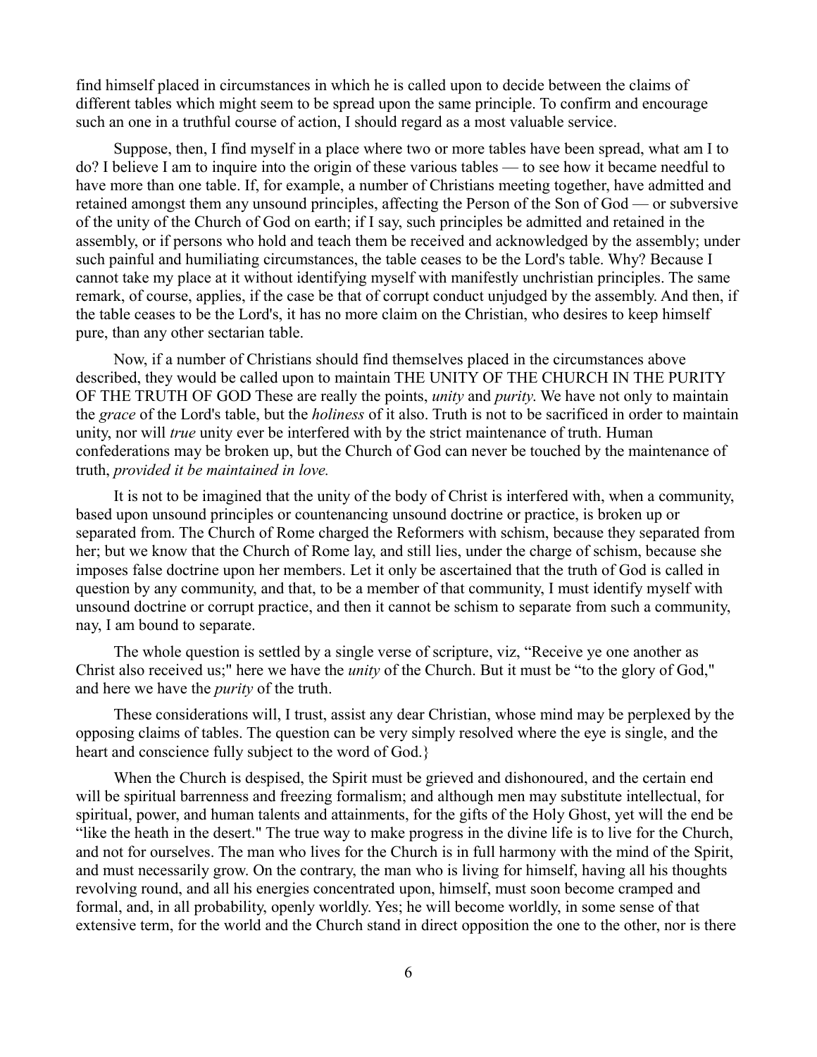find himself placed in circumstances in which he is called upon to decide between the claims of different tables which might seem to be spread upon the same principle. To confirm and encourage such an one in a truthful course of action, I should regard as a most valuable service.

Suppose, then, I find myself in a place where two or more tables have been spread, what am I to do? I believe I am to inquire into the origin of these various tables — to see how it became needful to have more than one table. If, for example, a number of Christians meeting together, have admitted and retained amongst them any unsound principles, affecting the Person of the Son of God — or subversive of the unity of the Church of God on earth; if I say, such principles be admitted and retained in the assembly, or if persons who hold and teach them be received and acknowledged by the assembly; under such painful and humiliating circumstances, the table ceases to be the Lord's table. Why? Because I cannot take my place at it without identifying myself with manifestly unchristian principles. The same remark, of course, applies, if the case be that of corrupt conduct unjudged by the assembly. And then, if the table ceases to be the Lord's, it has no more claim on the Christian, who desires to keep himself pure, than any other sectarian table.

Now, if a number of Christians should find themselves placed in the circumstances above described, they would be called upon to maintain THE UNITY OF THE CHURCH IN THE PURITY OF THE TRUTH OF GOD These are really the points, *unity* and *purity*. We have not only to maintain the *grace* of the Lord's table, but the *holiness* of it also. Truth is not to be sacrificed in order to maintain unity, nor will *true* unity ever be interfered with by the strict maintenance of truth. Human confederations may be broken up, but the Church of God can never be touched by the maintenance of truth, *provided it be maintained in love.*

It is not to be imagined that the unity of the body of Christ is interfered with, when a community, based upon unsound principles or countenancing unsound doctrine or practice, is broken up or separated from. The Church of Rome charged the Reformers with schism, because they separated from her; but we know that the Church of Rome lay, and still lies, under the charge of schism, because she imposes false doctrine upon her members. Let it only be ascertained that the truth of God is called in question by any community, and that, to be a member of that community, I must identify myself with unsound doctrine or corrupt practice, and then it cannot be schism to separate from such a community, nay, I am bound to separate.

The whole question is settled by a single verse of scripture, viz, "Receive ye one another as Christ also received us;" here we have the *unity* of the Church. But it must be "to the glory of God," and here we have the *purity* of the truth.

These considerations will, I trust, assist any dear Christian, whose mind may be perplexed by the opposing claims of tables. The question can be very simply resolved where the eye is single, and the heart and conscience fully subject to the word of God.}

When the Church is despised, the Spirit must be grieved and dishonoured, and the certain end will be spiritual barrenness and freezing formalism; and although men may substitute intellectual, for spiritual, power, and human talents and attainments, for the gifts of the Holy Ghost, yet will the end be "like the heath in the desert." The true way to make progress in the divine life is to live for the Church, and not for ourselves. The man who lives for the Church is in full harmony with the mind of the Spirit, and must necessarily grow. On the contrary, the man who is living for himself, having all his thoughts revolving round, and all his energies concentrated upon, himself, must soon become cramped and formal, and, in all probability, openly worldly. Yes; he will become worldly, in some sense of that extensive term, for the world and the Church stand in direct opposition the one to the other, nor is there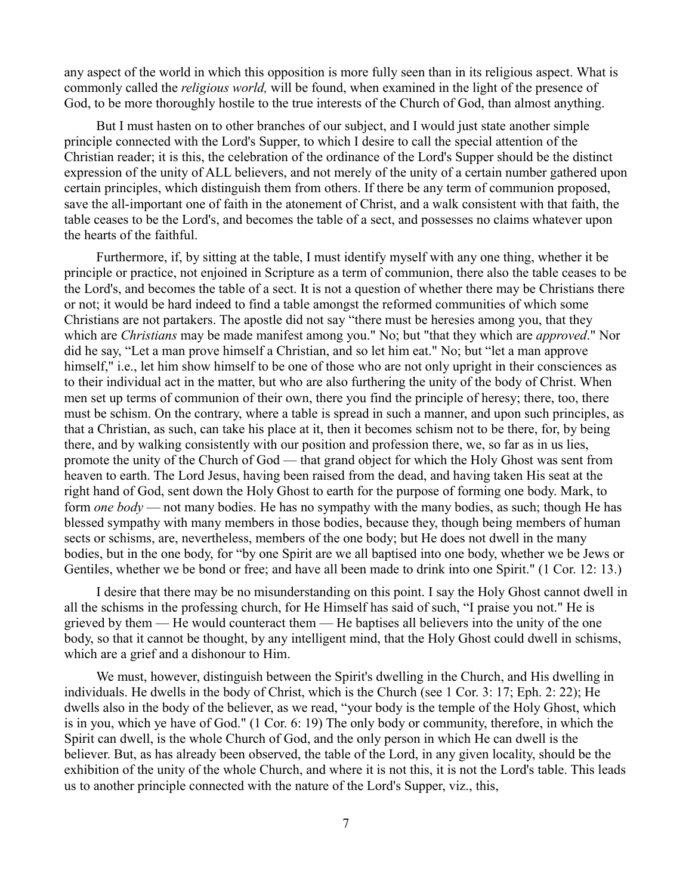any aspect of the world in which this opposition is more fully seen than in its religious aspect. What is commonly called the *religious world,* will be found, when examined in the light of the presence of God, to be more thoroughly hostile to the true interests of the Church of God, than almost anything.

But I must hasten on to other branches of our subject, and I would just state another simple principle connected with the Lord's Supper, to which I desire to call the special attention of the Christian reader; it is this, the celebration of the ordinance of the Lord's Supper should be the distinct expression of the unity of ALL believers, and not merely of the unity of a certain number gathered upon certain principles, which distinguish them from others. If there be any term of communion proposed, save the all-important one of faith in the atonement of Christ, and a walk consistent with that faith, the table ceases to be the Lord's, and becomes the table of a sect, and possesses no claims whatever upon the hearts of the faithful.

Furthermore, if, by sitting at the table, I must identify myself with any one thing, whether it be principle or practice, not enjoined in Scripture as a term of communion, there also the table ceases to be the Lord's, and becomes the table of a sect. It is not a question of whether there may be Christians there or not; it would be hard indeed to find a table amongst the reformed communities of which some Christians are not partakers. The apostle did not say "there must be heresies among you, that they which are *Christians* may be made manifest among you." No; but "that they which are *approved*." Nor did he say, "Let a man prove himself a Christian, and so let him eat." No; but "let a man approve himself," i.e., let him show himself to be one of those who are not only upright in their consciences as to their individual act in the matter, but who are also furthering the unity of the body of Christ. When men set up terms of communion of their own, there you find the principle of heresy; there, too, there must be schism. On the contrary, where a table is spread in such a manner, and upon such principles, as that a Christian, as such, can take his place at it, then it becomes schism not to be there, for, by being there, and by walking consistently with our position and profession there, we, so far as in us lies, promote the unity of the Church of God — that grand object for which the Holy Ghost was sent from heaven to earth. The Lord Jesus, having been raised from the dead, and having taken His seat at the right hand of God, sent down the Holy Ghost to earth for the purpose of forming one body. Mark, to form *one body* — not many bodies. He has no sympathy with the many bodies, as such; though He has blessed sympathy with many members in those bodies, because they, though being members of human sects or schisms, are, nevertheless, members of the one body; but He does not dwell in the many bodies, but in the one body, for "by one Spirit are we all baptised into one body, whether we be Jews or Gentiles, whether we be bond or free; and have all been made to drink into one Spirit." (1 Cor. 12: 13.)

I desire that there may be no misunderstanding on this point. I say the Holy Ghost cannot dwell in all the schisms in the professing church, for He Himself has said of such, "I praise you not." He is grieved by them — He would counteract them — He baptises all believers into the unity of the one body, so that it cannot be thought, by any intelligent mind, that the Holy Ghost could dwell in schisms, which are a grief and a dishonour to Him.

We must, however, distinguish between the Spirit's dwelling in the Church, and His dwelling in individuals. He dwells in the body of Christ, which is the Church (see 1 Cor. 3: 17; Eph. 2: 22); He dwells also in the body of the believer, as we read, "your body is the temple of the Holy Ghost, which is in you, which ye have of God." (1 Cor. 6: 19) The only body or community, therefore, in which the Spirit can dwell, is the whole Church of God, and the only person in which He can dwell is the believer. But, as has already been observed, the table of the Lord, in any given locality, should be the exhibition of the unity of the whole Church, and where it is not this, it is not the Lord's table. This leads us to another principle connected with the nature of the Lord's Supper, viz., this,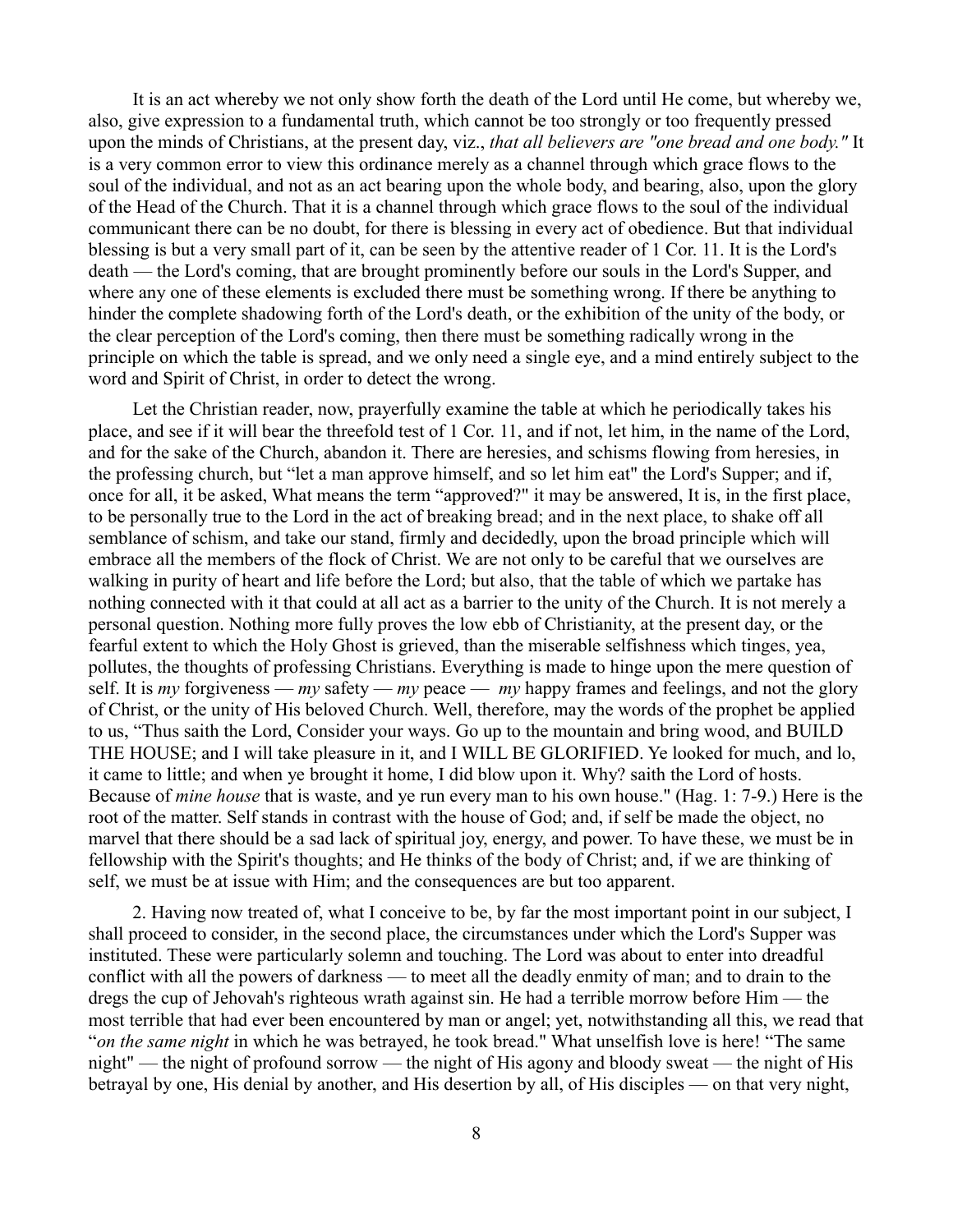It is an act whereby we not only show forth the death of the Lord until He come, but whereby we, also, give expression to a fundamental truth, which cannot be too strongly or too frequently pressed upon the minds of Christians, at the present day, viz., *that all believers are "one bread and one body."* It is a very common error to view this ordinance merely as a channel through which grace flows to the soul of the individual, and not as an act bearing upon the whole body, and bearing, also, upon the glory of the Head of the Church. That it is a channel through which grace flows to the soul of the individual communicant there can be no doubt, for there is blessing in every act of obedience. But that individual blessing is but a very small part of it, can be seen by the attentive reader of 1 Cor. 11. It is the Lord's death — the Lord's coming, that are brought prominently before our souls in the Lord's Supper, and where any one of these elements is excluded there must be something wrong. If there be anything to hinder the complete shadowing forth of the Lord's death, or the exhibition of the unity of the body, or the clear perception of the Lord's coming, then there must be something radically wrong in the principle on which the table is spread, and we only need a single eye, and a mind entirely subject to the word and Spirit of Christ, in order to detect the wrong.

Let the Christian reader, now, prayerfully examine the table at which he periodically takes his place, and see if it will bear the threefold test of 1 Cor. 11, and if not, let him, in the name of the Lord, and for the sake of the Church, abandon it. There are heresies, and schisms flowing from heresies, in the professing church, but "let a man approve himself, and so let him eat" the Lord's Supper; and if, once for all, it be asked, What means the term "approved?" it may be answered, It is, in the first place, to be personally true to the Lord in the act of breaking bread; and in the next place, to shake off all semblance of schism, and take our stand, firmly and decidedly, upon the broad principle which will embrace all the members of the flock of Christ. We are not only to be careful that we ourselves are walking in purity of heart and life before the Lord; but also, that the table of which we partake has nothing connected with it that could at all act as a barrier to the unity of the Church. It is not merely a personal question. Nothing more fully proves the low ebb of Christianity, at the present day, or the fearful extent to which the Holy Ghost is grieved, than the miserable selfishness which tinges, yea, pollutes, the thoughts of professing Christians. Everything is made to hinge upon the mere question of self. It is *my* forgiveness — *my* safety — *my* peace — *my* happy frames and feelings, and not the glory of Christ, or the unity of His beloved Church. Well, therefore, may the words of the prophet be applied to us, "Thus saith the Lord, Consider your ways. Go up to the mountain and bring wood, and BUILD THE HOUSE; and I will take pleasure in it, and I WILL BE GLORIFIED. Ye looked for much, and lo, it came to little; and when ye brought it home, I did blow upon it. Why? saith the Lord of hosts. Because of *mine house* that is waste, and ye run every man to his own house." (Hag. 1: 7-9.) Here is the root of the matter. Self stands in contrast with the house of God; and, if self be made the object, no marvel that there should be a sad lack of spiritual joy, energy, and power. To have these, we must be in fellowship with the Spirit's thoughts; and He thinks of the body of Christ; and, if we are thinking of self, we must be at issue with Him; and the consequences are but too apparent.

2. Having now treated of, what I conceive to be, by far the most important point in our subject, I shall proceed to consider, in the second place, the circumstances under which the Lord's Supper was instituted. These were particularly solemn and touching. The Lord was about to enter into dreadful conflict with all the powers of darkness — to meet all the deadly enmity of man; and to drain to the dregs the cup of Jehovah's righteous wrath against sin. He had a terrible morrow before Him — the most terrible that had ever been encountered by man or angel; yet, notwithstanding all this, we read that "*on the same night* in which he was betrayed, he took bread." What unselfish love is here! "The same night" — the night of profound sorrow — the night of His agony and bloody sweat — the night of His betrayal by one, His denial by another, and His desertion by all, of His disciples — on that very night,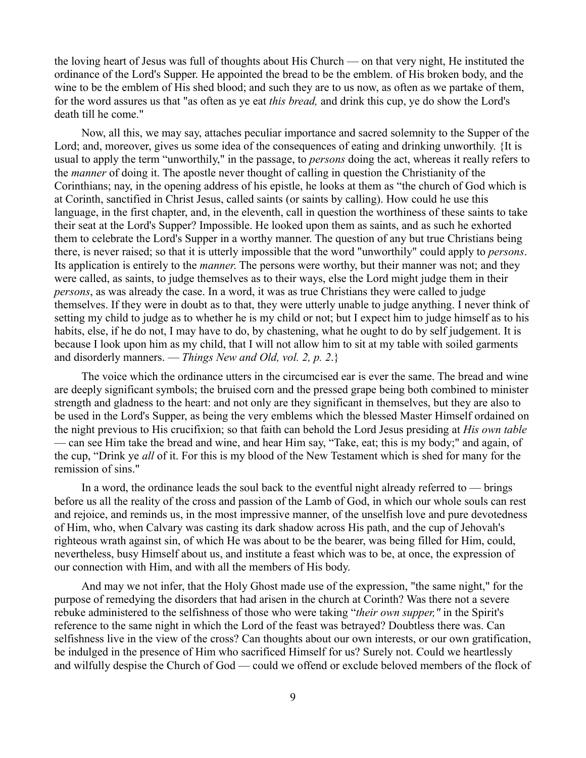the loving heart of Jesus was full of thoughts about His Church — on that very night, He instituted the ordinance of the Lord's Supper. He appointed the bread to be the emblem. of His broken body, and the wine to be the emblem of His shed blood; and such they are to us now, as often as we partake of them, for the word assures us that "as often as ye eat *this bread,* and drink this cup, ye do show the Lord's death till he come."

Now, all this, we may say, attaches peculiar importance and sacred solemnity to the Supper of the Lord; and, moreover, gives us some idea of the consequences of eating and drinking unworthily. {It is usual to apply the term "unworthily," in the passage, to *persons* doing the act, whereas it really refers to the *manner* of doing it. The apostle never thought of calling in question the Christianity of the Corinthians; nay, in the opening address of his epistle, he looks at them as "the church of God which is at Corinth, sanctified in Christ Jesus, called saints (or saints by calling). How could he use this language, in the first chapter, and, in the eleventh, call in question the worthiness of these saints to take their seat at the Lord's Supper? Impossible. He looked upon them as saints, and as such he exhorted them to celebrate the Lord's Supper in a worthy manner. The question of any but true Christians being there, is never raised; so that it is utterly impossible that the word "unworthily" could apply to *persons*. Its application is entirely to the *manner.* The persons were worthy, but their manner was not; and they were called, as saints, to judge themselves as to their ways, else the Lord might judge them in their *persons*, as was already the case. In a word, it was as true Christians they were called to judge themselves. If they were in doubt as to that, they were utterly unable to judge anything. I never think of setting my child to judge as to whether he is my child or not; but I expect him to judge himself as to his habits, else, if he do not, I may have to do, by chastening, what he ought to do by self judgement. It is because I look upon him as my child, that I will not allow him to sit at my table with soiled garments and disorderly manners. — *Things New and Old, vol. 2, p. 2*.}

The voice which the ordinance utters in the circumcised ear is ever the same. The bread and wine are deeply significant symbols; the bruised corn and the pressed grape being both combined to minister strength and gladness to the heart: and not only are they significant in themselves, but they are also to be used in the Lord's Supper, as being the very emblems which the blessed Master Himself ordained on the night previous to His crucifixion; so that faith can behold the Lord Jesus presiding at *His own table* — can see Him take the bread and wine, and hear Him say, "Take, eat; this is my body;" and again, of the cup, "Drink ye *all* of it. For this is my blood of the New Testament which is shed for many for the remission of sins."

In a word, the ordinance leads the soul back to the eventful night already referred to — brings before us all the reality of the cross and passion of the Lamb of God, in which our whole souls can rest and rejoice, and reminds us, in the most impressive manner, of the unselfish love and pure devotedness of Him, who, when Calvary was casting its dark shadow across His path, and the cup of Jehovah's righteous wrath against sin, of which He was about to be the bearer, was being filled for Him, could, nevertheless, busy Himself about us, and institute a feast which was to be, at once, the expression of our connection with Him, and with all the members of His body.

And may we not infer, that the Holy Ghost made use of the expression, "the same night," for the purpose of remedying the disorders that had arisen in the church at Corinth? Was there not a severe rebuke administered to the selfishness of those who were taking "*their own supper,"* in the Spirit's reference to the same night in which the Lord of the feast was betrayed? Doubtless there was. Can selfishness live in the view of the cross? Can thoughts about our own interests, or our own gratification, be indulged in the presence of Him who sacrificed Himself for us? Surely not. Could we heartlessly and wilfully despise the Church of God — could we offend or exclude beloved members of the flock of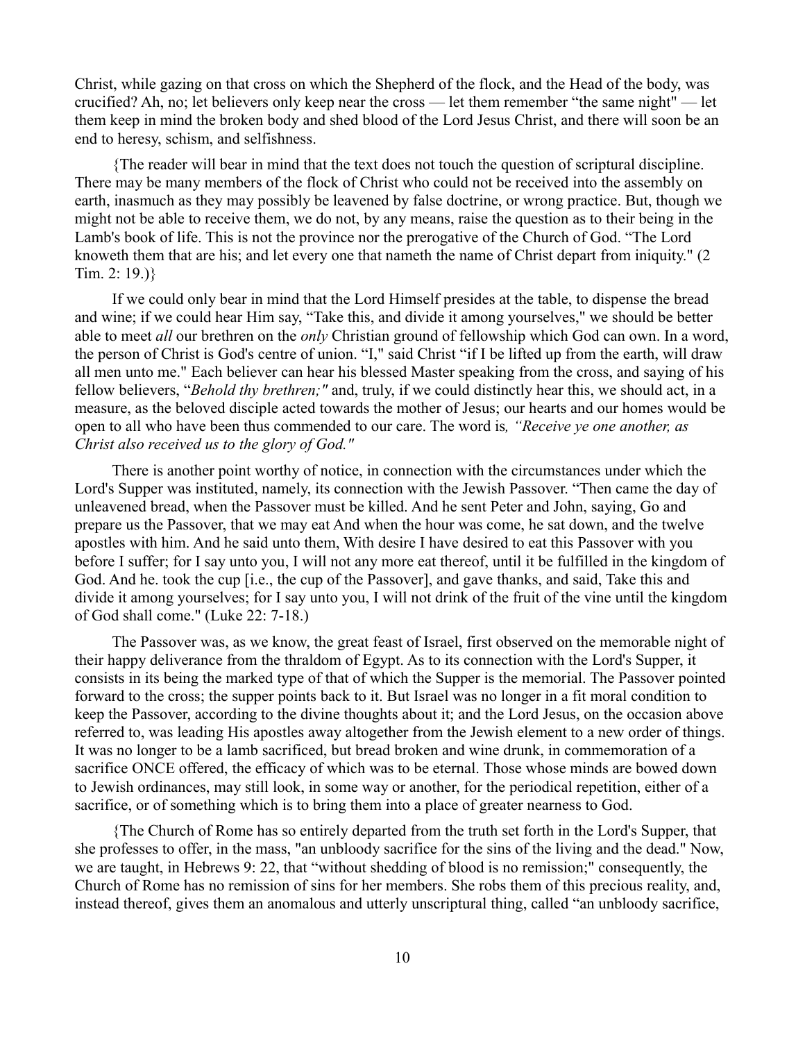Christ, while gazing on that cross on which the Shepherd of the flock, and the Head of the body, was crucified? Ah, no; let believers only keep near the cross — let them remember "the same night" — let them keep in mind the broken body and shed blood of the Lord Jesus Christ, and there will soon be an end to heresy, schism, and selfishness.

{The reader will bear in mind that the text does not touch the question of scriptural discipline. There may be many members of the flock of Christ who could not be received into the assembly on earth, inasmuch as they may possibly be leavened by false doctrine, or wrong practice. But, though we might not be able to receive them, we do not, by any means, raise the question as to their being in the Lamb's book of life. This is not the province nor the prerogative of the Church of God. "The Lord knoweth them that are his; and let every one that nameth the name of Christ depart from iniquity." (2 Tim. 2: 19.)}

If we could only bear in mind that the Lord Himself presides at the table, to dispense the bread and wine; if we could hear Him say, "Take this, and divide it among yourselves," we should be better able to meet *all* our brethren on the *only* Christian ground of fellowship which God can own. In a word, the person of Christ is God's centre of union. "I," said Christ "if I be lifted up from the earth, will draw all men unto me." Each believer can hear his blessed Master speaking from the cross, and saying of his fellow believers, "*Behold thy brethren;"* and, truly, if we could distinctly hear this, we should act, in a measure, as the beloved disciple acted towards the mother of Jesus; our hearts and our homes would be open to all who have been thus commended to our care. The word is*, "Receive ye one another, as Christ also received us to the glory of God."*

There is another point worthy of notice, in connection with the circumstances under which the Lord's Supper was instituted, namely, its connection with the Jewish Passover. "Then came the day of unleavened bread, when the Passover must be killed. And he sent Peter and John, saying, Go and prepare us the Passover, that we may eat And when the hour was come, he sat down, and the twelve apostles with him. And he said unto them, With desire I have desired to eat this Passover with you before I suffer; for I say unto you, I will not any more eat thereof, until it be fulfilled in the kingdom of God. And he. took the cup [i.e., the cup of the Passover], and gave thanks, and said, Take this and divide it among yourselves; for I say unto you, I will not drink of the fruit of the vine until the kingdom of God shall come." (Luke 22: 7-18.)

The Passover was, as we know, the great feast of Israel, first observed on the memorable night of their happy deliverance from the thraldom of Egypt. As to its connection with the Lord's Supper, it consists in its being the marked type of that of which the Supper is the memorial. The Passover pointed forward to the cross; the supper points back to it. But Israel was no longer in a fit moral condition to keep the Passover, according to the divine thoughts about it; and the Lord Jesus, on the occasion above referred to, was leading His apostles away altogether from the Jewish element to a new order of things. It was no longer to be a lamb sacrificed, but bread broken and wine drunk, in commemoration of a sacrifice ONCE offered, the efficacy of which was to be eternal. Those whose minds are bowed down to Jewish ordinances, may still look, in some way or another, for the periodical repetition, either of a sacrifice, or of something which is to bring them into a place of greater nearness to God.

{The Church of Rome has so entirely departed from the truth set forth in the Lord's Supper, that she professes to offer, in the mass, "an unbloody sacrifice for the sins of the living and the dead." Now, we are taught, in Hebrews 9: 22, that "without shedding of blood is no remission;" consequently, the Church of Rome has no remission of sins for her members. She robs them of this precious reality, and, instead thereof, gives them an anomalous and utterly unscriptural thing, called "an unbloody sacrifice,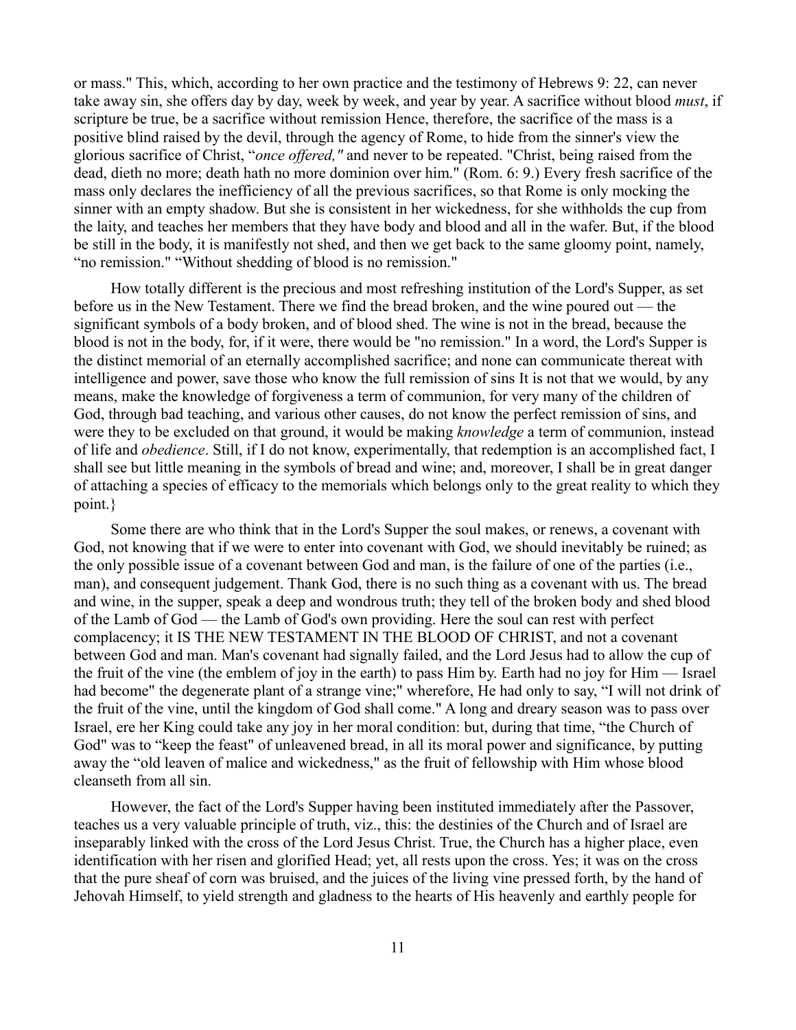or mass." This, which, according to her own practice and the testimony of Hebrews 9: 22, can never take away sin, she offers day by day, week by week, and year by year. A sacrifice without blood *must*, if scripture be true, be a sacrifice without remission Hence, therefore, the sacrifice of the mass is a positive blind raised by the devil, through the agency of Rome, to hide from the sinner's view the glorious sacrifice of Christ, "*once offered,"* and never to be repeated. "Christ, being raised from the dead, dieth no more; death hath no more dominion over him." (Rom. 6: 9.) Every fresh sacrifice of the mass only declares the inefficiency of all the previous sacrifices, so that Rome is only mocking the sinner with an empty shadow. But she is consistent in her wickedness, for she withholds the cup from the laity, and teaches her members that they have body and blood and all in the wafer. But, if the blood be still in the body, it is manifestly not shed, and then we get back to the same gloomy point, namely, "no remission." "Without shedding of blood is no remission."

How totally different is the precious and most refreshing institution of the Lord's Supper, as set before us in the New Testament. There we find the bread broken, and the wine poured out — the significant symbols of a body broken, and of blood shed. The wine is not in the bread, because the blood is not in the body, for, if it were, there would be "no remission." In a word, the Lord's Supper is the distinct memorial of an eternally accomplished sacrifice; and none can communicate thereat with intelligence and power, save those who know the full remission of sins It is not that we would, by any means, make the knowledge of forgiveness a term of communion, for very many of the children of God, through bad teaching, and various other causes, do not know the perfect remission of sins, and were they to be excluded on that ground, it would be making *knowledge* a term of communion, instead of life and *obedience*. Still, if I do not know, experimentally, that redemption is an accomplished fact, I shall see but little meaning in the symbols of bread and wine; and, moreover, I shall be in great danger of attaching a species of efficacy to the memorials which belongs only to the great reality to which they point.}

Some there are who think that in the Lord's Supper the soul makes, or renews, a covenant with God, not knowing that if we were to enter into covenant with God, we should inevitably be ruined; as the only possible issue of a covenant between God and man, is the failure of one of the parties (i.e., man), and consequent judgement. Thank God, there is no such thing as a covenant with us. The bread and wine, in the supper, speak a deep and wondrous truth; they tell of the broken body and shed blood of the Lamb of God — the Lamb of God's own providing. Here the soul can rest with perfect complacency; it IS THE NEW TESTAMENT IN THE BLOOD OF CHRIST, and not a covenant between God and man. Man's covenant had signally failed, and the Lord Jesus had to allow the cup of the fruit of the vine (the emblem of joy in the earth) to pass Him by. Earth had no joy for Him — Israel had become" the degenerate plant of a strange vine;" wherefore, He had only to say, "I will not drink of the fruit of the vine, until the kingdom of God shall come." A long and dreary season was to pass over Israel, ere her King could take any joy in her moral condition: but, during that time, "the Church of God" was to "keep the feast" of unleavened bread, in all its moral power and significance, by putting away the "old leaven of malice and wickedness," as the fruit of fellowship with Him whose blood cleanseth from all sin.

However, the fact of the Lord's Supper having been instituted immediately after the Passover, teaches us a very valuable principle of truth, viz., this: the destinies of the Church and of Israel are inseparably linked with the cross of the Lord Jesus Christ. True, the Church has a higher place, even identification with her risen and glorified Head; yet, all rests upon the cross. Yes; it was on the cross that the pure sheaf of corn was bruised, and the juices of the living vine pressed forth, by the hand of Jehovah Himself, to yield strength and gladness to the hearts of His heavenly and earthly people for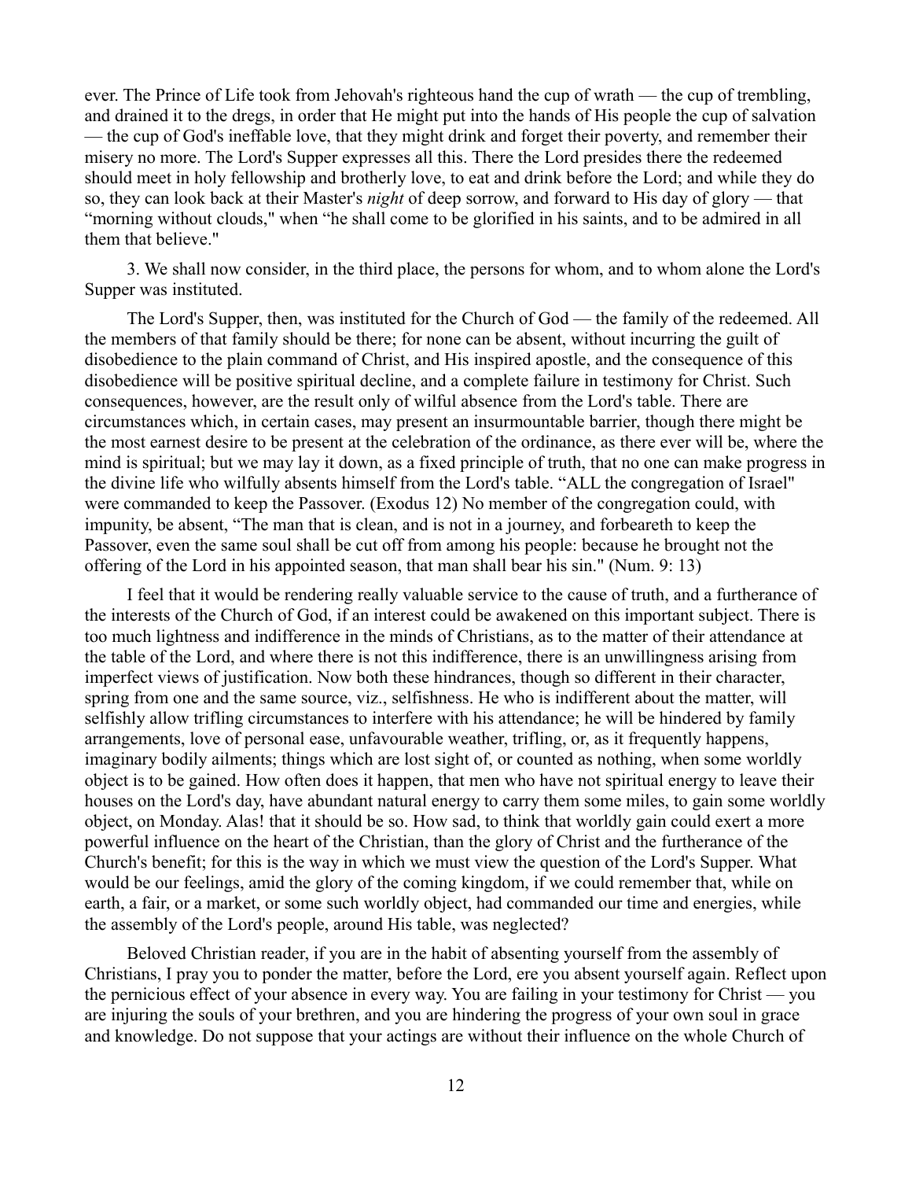ever. The Prince of Life took from Jehovah's righteous hand the cup of wrath — the cup of trembling, and drained it to the dregs, in order that He might put into the hands of His people the cup of salvation — the cup of God's ineffable love, that they might drink and forget their poverty, and remember their misery no more. The Lord's Supper expresses all this. There the Lord presides there the redeemed should meet in holy fellowship and brotherly love, to eat and drink before the Lord; and while they do so, they can look back at their Master's *night* of deep sorrow, and forward to His day of glory — that "morning without clouds," when "he shall come to be glorified in his saints, and to be admired in all them that believe."

3. We shall now consider, in the third place, the persons for whom, and to whom alone the Lord's Supper was instituted.

The Lord's Supper, then, was instituted for the Church of God — the family of the redeemed. All the members of that family should be there; for none can be absent, without incurring the guilt of disobedience to the plain command of Christ, and His inspired apostle, and the consequence of this disobedience will be positive spiritual decline, and a complete failure in testimony for Christ. Such consequences, however, are the result only of wilful absence from the Lord's table. There are circumstances which, in certain cases, may present an insurmountable barrier, though there might be the most earnest desire to be present at the celebration of the ordinance, as there ever will be, where the mind is spiritual; but we may lay it down, as a fixed principle of truth, that no one can make progress in the divine life who wilfully absents himself from the Lord's table. "ALL the congregation of Israel" were commanded to keep the Passover. (Exodus 12) No member of the congregation could, with impunity, be absent, "The man that is clean, and is not in a journey, and forbeareth to keep the Passover, even the same soul shall be cut off from among his people: because he brought not the offering of the Lord in his appointed season, that man shall bear his sin." (Num. 9: 13)

I feel that it would be rendering really valuable service to the cause of truth, and a furtherance of the interests of the Church of God, if an interest could be awakened on this important subject. There is too much lightness and indifference in the minds of Christians, as to the matter of their attendance at the table of the Lord, and where there is not this indifference, there is an unwillingness arising from imperfect views of justification. Now both these hindrances, though so different in their character, spring from one and the same source, viz., selfishness. He who is indifferent about the matter, will selfishly allow trifling circumstances to interfere with his attendance; he will be hindered by family arrangements, love of personal ease, unfavourable weather, trifling, or, as it frequently happens, imaginary bodily ailments; things which are lost sight of, or counted as nothing, when some worldly object is to be gained. How often does it happen, that men who have not spiritual energy to leave their houses on the Lord's day, have abundant natural energy to carry them some miles, to gain some worldly object, on Monday. Alas! that it should be so. How sad, to think that worldly gain could exert a more powerful influence on the heart of the Christian, than the glory of Christ and the furtherance of the Church's benefit; for this is the way in which we must view the question of the Lord's Supper. What would be our feelings, amid the glory of the coming kingdom, if we could remember that, while on earth, a fair, or a market, or some such worldly object, had commanded our time and energies, while the assembly of the Lord's people, around His table, was neglected?

Beloved Christian reader, if you are in the habit of absenting yourself from the assembly of Christians, I pray you to ponder the matter, before the Lord, ere you absent yourself again. Reflect upon the pernicious effect of your absence in every way. You are failing in your testimony for Christ — you are injuring the souls of your brethren, and you are hindering the progress of your own soul in grace and knowledge. Do not suppose that your actings are without their influence on the whole Church of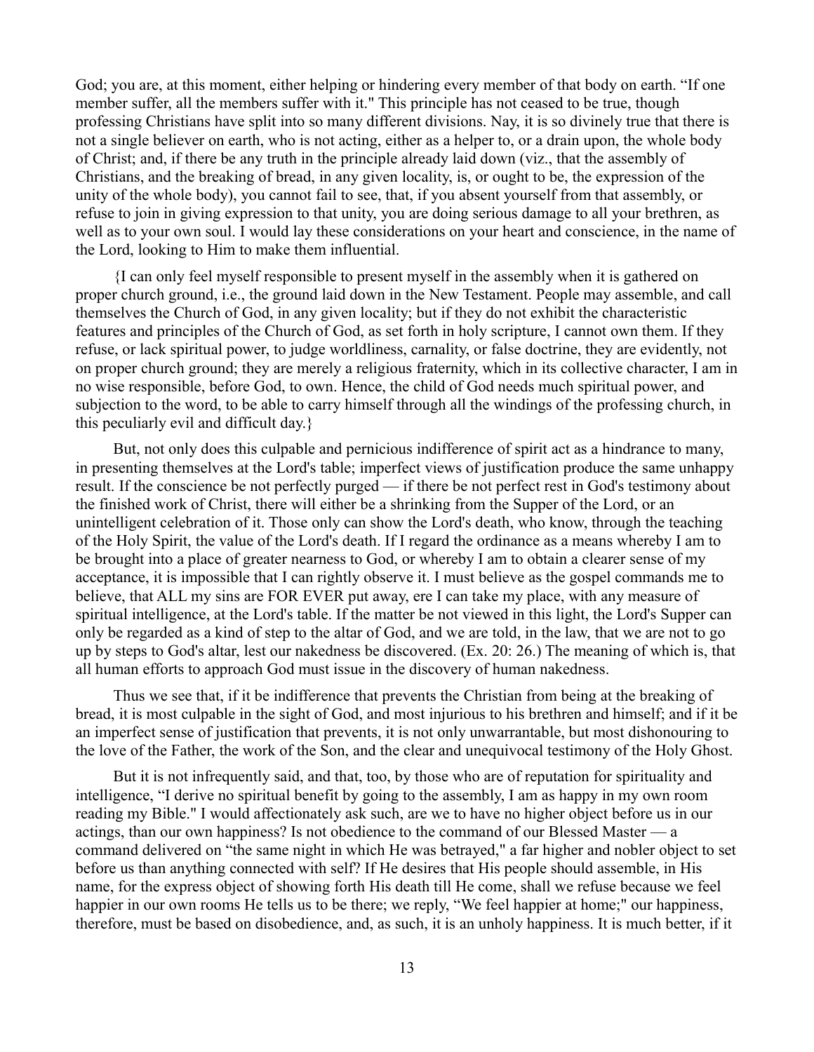God; you are, at this moment, either helping or hindering every member of that body on earth. "If one member suffer, all the members suffer with it." This principle has not ceased to be true, though professing Christians have split into so many different divisions. Nay, it is so divinely true that there is not a single believer on earth, who is not acting, either as a helper to, or a drain upon, the whole body of Christ; and, if there be any truth in the principle already laid down (viz., that the assembly of Christians, and the breaking of bread, in any given locality, is, or ought to be, the expression of the unity of the whole body), you cannot fail to see, that, if you absent yourself from that assembly, or refuse to join in giving expression to that unity, you are doing serious damage to all your brethren, as well as to your own soul. I would lay these considerations on your heart and conscience, in the name of the Lord, looking to Him to make them influential.

{I can only feel myself responsible to present myself in the assembly when it is gathered on proper church ground, i.e., the ground laid down in the New Testament. People may assemble, and call themselves the Church of God, in any given locality; but if they do not exhibit the characteristic features and principles of the Church of God, as set forth in holy scripture, I cannot own them. If they refuse, or lack spiritual power, to judge worldliness, carnality, or false doctrine, they are evidently, not on proper church ground; they are merely a religious fraternity, which in its collective character, I am in no wise responsible, before God, to own. Hence, the child of God needs much spiritual power, and subjection to the word, to be able to carry himself through all the windings of the professing church, in this peculiarly evil and difficult day.}

But, not only does this culpable and pernicious indifference of spirit act as a hindrance to many, in presenting themselves at the Lord's table; imperfect views of justification produce the same unhappy result. If the conscience be not perfectly purged — if there be not perfect rest in God's testimony about the finished work of Christ, there will either be a shrinking from the Supper of the Lord, or an unintelligent celebration of it. Those only can show the Lord's death, who know, through the teaching of the Holy Spirit, the value of the Lord's death. If I regard the ordinance as a means whereby I am to be brought into a place of greater nearness to God, or whereby I am to obtain a clearer sense of my acceptance, it is impossible that I can rightly observe it. I must believe as the gospel commands me to believe, that ALL my sins are FOR EVER put away, ere I can take my place, with any measure of spiritual intelligence, at the Lord's table. If the matter be not viewed in this light, the Lord's Supper can only be regarded as a kind of step to the altar of God, and we are told, in the law, that we are not to go up by steps to God's altar, lest our nakedness be discovered. (Ex. 20: 26.) The meaning of which is, that all human efforts to approach God must issue in the discovery of human nakedness.

Thus we see that, if it be indifference that prevents the Christian from being at the breaking of bread, it is most culpable in the sight of God, and most injurious to his brethren and himself; and if it be an imperfect sense of justification that prevents, it is not only unwarrantable, but most dishonouring to the love of the Father, the work of the Son, and the clear and unequivocal testimony of the Holy Ghost.

But it is not infrequently said, and that, too, by those who are of reputation for spirituality and intelligence, "I derive no spiritual benefit by going to the assembly, I am as happy in my own room reading my Bible." I would affectionately ask such, are we to have no higher object before us in our actings, than our own happiness? Is not obedience to the command of our Blessed Master — a command delivered on "the same night in which He was betrayed," a far higher and nobler object to set before us than anything connected with self? If He desires that His people should assemble, in His name, for the express object of showing forth His death till He come, shall we refuse because we feel happier in our own rooms He tells us to be there; we reply, "We feel happier at home;" our happiness, therefore, must be based on disobedience, and, as such, it is an unholy happiness. It is much better, if it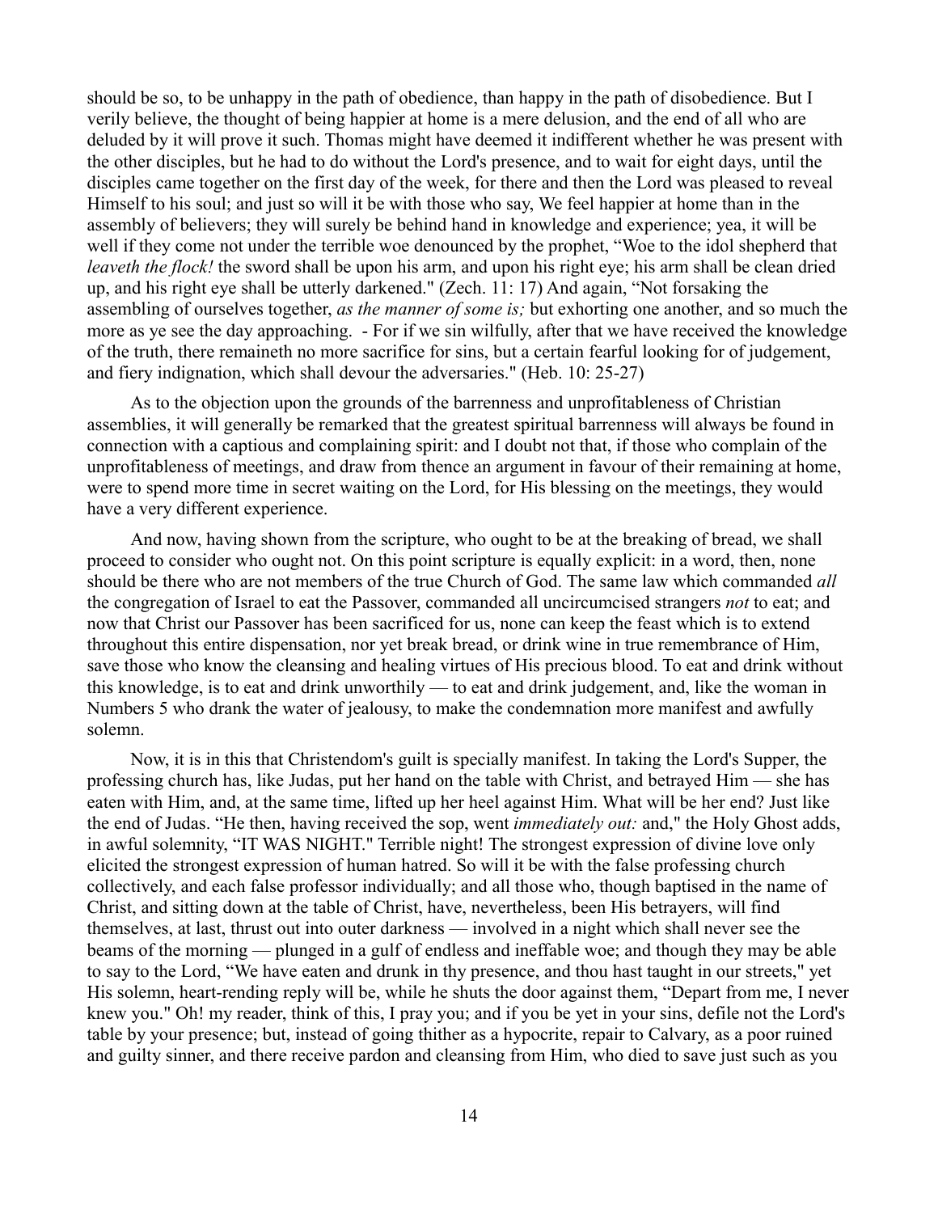should be so, to be unhappy in the path of obedience, than happy in the path of disobedience. But I verily believe, the thought of being happier at home is a mere delusion, and the end of all who are deluded by it will prove it such. Thomas might have deemed it indifferent whether he was present with the other disciples, but he had to do without the Lord's presence, and to wait for eight days, until the disciples came together on the first day of the week, for there and then the Lord was pleased to reveal Himself to his soul; and just so will it be with those who say, We feel happier at home than in the assembly of believers; they will surely be behind hand in knowledge and experience; yea, it will be well if they come not under the terrible woe denounced by the prophet, "Woe to the idol shepherd that *leaveth the flock!* the sword shall be upon his arm, and upon his right eye; his arm shall be clean dried up, and his right eye shall be utterly darkened." (Zech. 11: 17) And again, "Not forsaking the assembling of ourselves together, *as the manner of some is;* but exhorting one another, and so much the more as ye see the day approaching. - For if we sin wilfully, after that we have received the knowledge of the truth, there remaineth no more sacrifice for sins, but a certain fearful looking for of judgement, and fiery indignation, which shall devour the adversaries." (Heb. 10: 25-27)

As to the objection upon the grounds of the barrenness and unprofitableness of Christian assemblies, it will generally be remarked that the greatest spiritual barrenness will always be found in connection with a captious and complaining spirit: and I doubt not that, if those who complain of the unprofitableness of meetings, and draw from thence an argument in favour of their remaining at home, were to spend more time in secret waiting on the Lord, for His blessing on the meetings, they would have a very different experience.

And now, having shown from the scripture, who ought to be at the breaking of bread, we shall proceed to consider who ought not. On this point scripture is equally explicit: in a word, then, none should be there who are not members of the true Church of God. The same law which commanded *all* the congregation of Israel to eat the Passover, commanded all uncircumcised strangers *not* to eat; and now that Christ our Passover has been sacrificed for us, none can keep the feast which is to extend throughout this entire dispensation, nor yet break bread, or drink wine in true remembrance of Him, save those who know the cleansing and healing virtues of His precious blood. To eat and drink without this knowledge, is to eat and drink unworthily — to eat and drink judgement, and, like the woman in Numbers 5 who drank the water of jealousy, to make the condemnation more manifest and awfully solemn.

Now, it is in this that Christendom's guilt is specially manifest. In taking the Lord's Supper, the professing church has, like Judas, put her hand on the table with Christ, and betrayed Him — she has eaten with Him, and, at the same time, lifted up her heel against Him. What will be her end? Just like the end of Judas. "He then, having received the sop, went *immediately out:* and," the Holy Ghost adds, in awful solemnity, "IT WAS NIGHT." Terrible night! The strongest expression of divine love only elicited the strongest expression of human hatred. So will it be with the false professing church collectively, and each false professor individually; and all those who, though baptised in the name of Christ, and sitting down at the table of Christ, have, nevertheless, been His betrayers, will find themselves, at last, thrust out into outer darkness — involved in a night which shall never see the beams of the morning — plunged in a gulf of endless and ineffable woe; and though they may be able to say to the Lord, "We have eaten and drunk in thy presence, and thou hast taught in our streets," yet His solemn, heart-rending reply will be, while he shuts the door against them, "Depart from me, I never knew you." Oh! my reader, think of this, I pray you; and if you be yet in your sins, defile not the Lord's table by your presence; but, instead of going thither as a hypocrite, repair to Calvary, as a poor ruined and guilty sinner, and there receive pardon and cleansing from Him, who died to save just such as you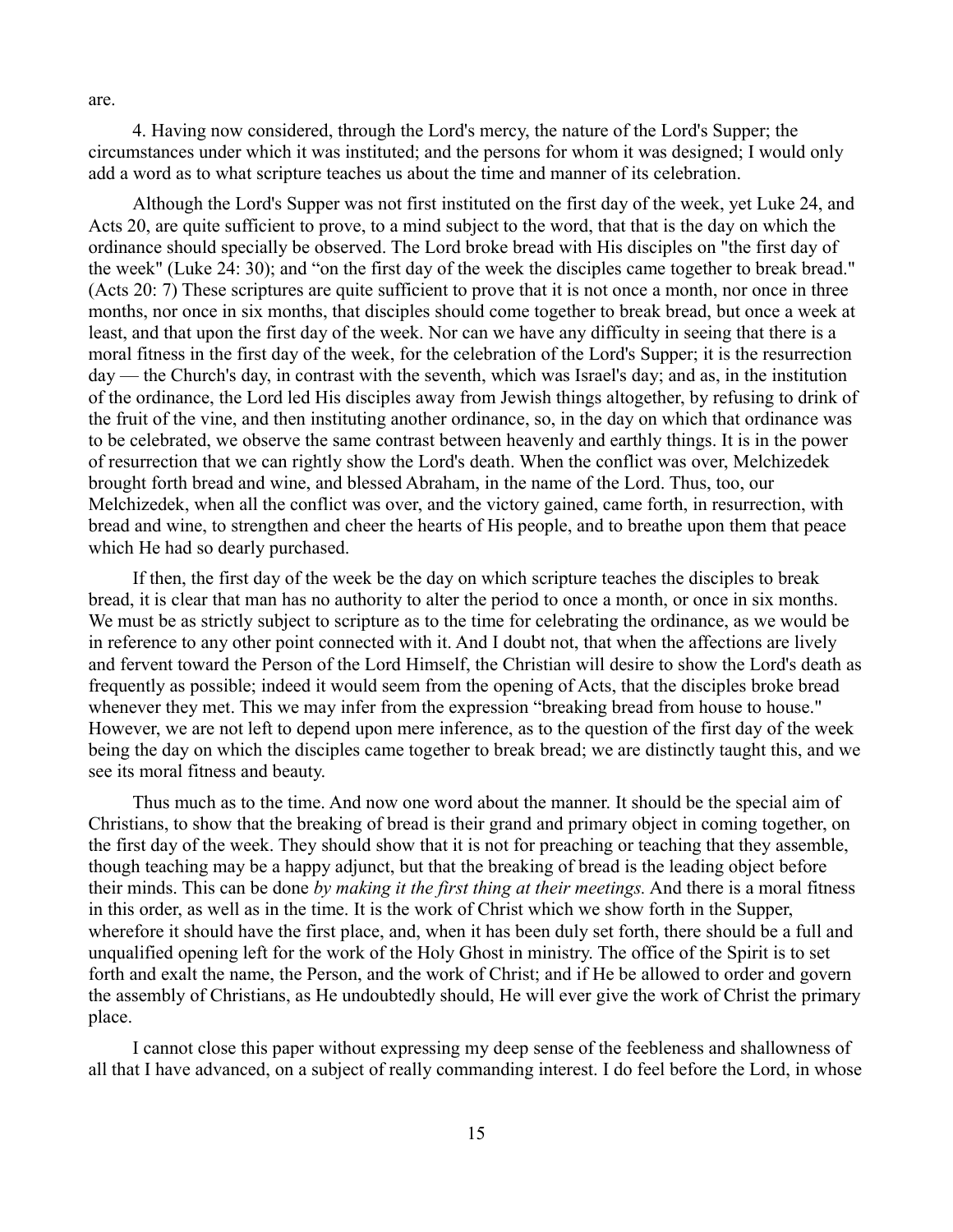are.

4. Having now considered, through the Lord's mercy, the nature of the Lord's Supper; the circumstances under which it was instituted; and the persons for whom it was designed; I would only add a word as to what scripture teaches us about the time and manner of its celebration.

Although the Lord's Supper was not first instituted on the first day of the week, yet Luke 24, and Acts 20, are quite sufficient to prove, to a mind subject to the word, that that is the day on which the ordinance should specially be observed. The Lord broke bread with His disciples on "the first day of the week" (Luke 24: 30); and "on the first day of the week the disciples came together to break bread." (Acts 20: 7) These scriptures are quite sufficient to prove that it is not once a month, nor once in three months, nor once in six months, that disciples should come together to break bread, but once a week at least, and that upon the first day of the week. Nor can we have any difficulty in seeing that there is a moral fitness in the first day of the week, for the celebration of the Lord's Supper; it is the resurrection day — the Church's day, in contrast with the seventh, which was Israel's day; and as, in the institution of the ordinance, the Lord led His disciples away from Jewish things altogether, by refusing to drink of the fruit of the vine, and then instituting another ordinance, so, in the day on which that ordinance was to be celebrated, we observe the same contrast between heavenly and earthly things. It is in the power of resurrection that we can rightly show the Lord's death. When the conflict was over, Melchizedek brought forth bread and wine, and blessed Abraham, in the name of the Lord. Thus, too, our Melchizedek, when all the conflict was over, and the victory gained, came forth, in resurrection, with bread and wine, to strengthen and cheer the hearts of His people, and to breathe upon them that peace which He had so dearly purchased.

If then, the first day of the week be the day on which scripture teaches the disciples to break bread, it is clear that man has no authority to alter the period to once a month, or once in six months. We must be as strictly subject to scripture as to the time for celebrating the ordinance, as we would be in reference to any other point connected with it. And I doubt not, that when the affections are lively and fervent toward the Person of the Lord Himself, the Christian will desire to show the Lord's death as frequently as possible; indeed it would seem from the opening of Acts, that the disciples broke bread whenever they met. This we may infer from the expression "breaking bread from house to house." However, we are not left to depend upon mere inference, as to the question of the first day of the week being the day on which the disciples came together to break bread; we are distinctly taught this, and we see its moral fitness and beauty.

Thus much as to the time. And now one word about the manner. It should be the special aim of Christians, to show that the breaking of bread is their grand and primary object in coming together, on the first day of the week. They should show that it is not for preaching or teaching that they assemble, though teaching may be a happy adjunct, but that the breaking of bread is the leading object before their minds. This can be done *by making it the first thing at their meetings.* And there is a moral fitness in this order, as well as in the time. It is the work of Christ which we show forth in the Supper, wherefore it should have the first place, and, when it has been duly set forth, there should be a full and unqualified opening left for the work of the Holy Ghost in ministry. The office of the Spirit is to set forth and exalt the name, the Person, and the work of Christ; and if He be allowed to order and govern the assembly of Christians, as He undoubtedly should, He will ever give the work of Christ the primary place.

I cannot close this paper without expressing my deep sense of the feebleness and shallowness of all that I have advanced, on a subject of really commanding interest. I do feel before the Lord, in whose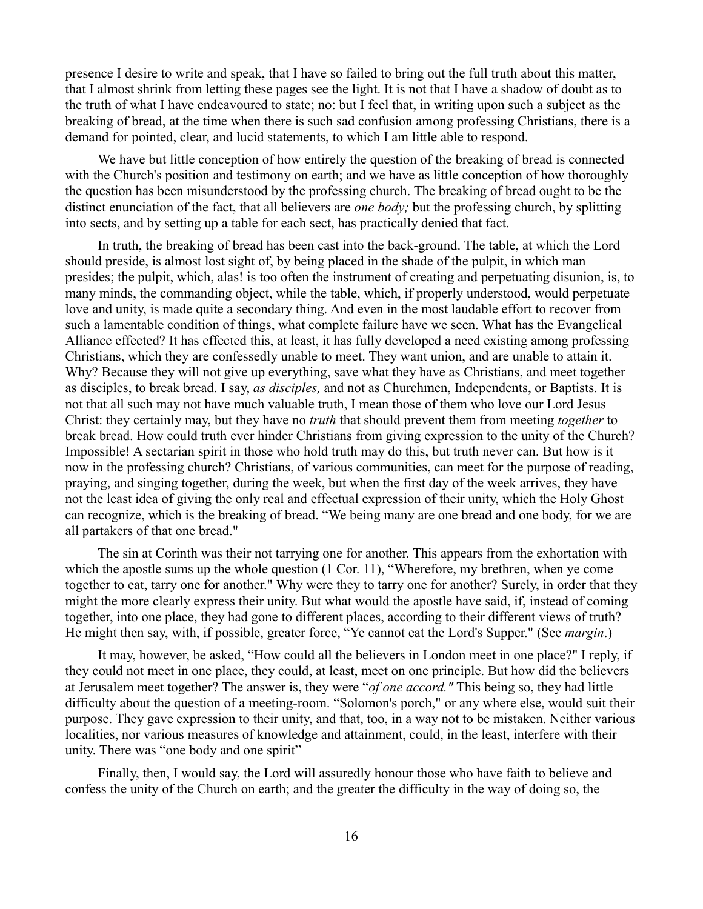presence I desire to write and speak, that I have so failed to bring out the full truth about this matter, that I almost shrink from letting these pages see the light. It is not that I have a shadow of doubt as to the truth of what I have endeavoured to state; no: but I feel that, in writing upon such a subject as the breaking of bread, at the time when there is such sad confusion among professing Christians, there is a demand for pointed, clear, and lucid statements, to which I am little able to respond.

We have but little conception of how entirely the question of the breaking of bread is connected with the Church's position and testimony on earth; and we have as little conception of how thoroughly the question has been misunderstood by the professing church. The breaking of bread ought to be the distinct enunciation of the fact, that all believers are *one body;* but the professing church, by splitting into sects, and by setting up a table for each sect, has practically denied that fact.

In truth, the breaking of bread has been cast into the back-ground. The table, at which the Lord should preside, is almost lost sight of, by being placed in the shade of the pulpit, in which man presides; the pulpit, which, alas! is too often the instrument of creating and perpetuating disunion, is, to many minds, the commanding object, while the table, which, if properly understood, would perpetuate love and unity, is made quite a secondary thing. And even in the most laudable effort to recover from such a lamentable condition of things, what complete failure have we seen. What has the Evangelical Alliance effected? It has effected this, at least, it has fully developed a need existing among professing Christians, which they are confessedly unable to meet. They want union, and are unable to attain it. Why? Because they will not give up everything, save what they have as Christians, and meet together as disciples, to break bread. I say, *as disciples,* and not as Churchmen, Independents, or Baptists. It is not that all such may not have much valuable truth, I mean those of them who love our Lord Jesus Christ: they certainly may, but they have no *truth* that should prevent them from meeting *together* to break bread. How could truth ever hinder Christians from giving expression to the unity of the Church? Impossible! A sectarian spirit in those who hold truth may do this, but truth never can. But how is it now in the professing church? Christians, of various communities, can meet for the purpose of reading, praying, and singing together, during the week, but when the first day of the week arrives, they have not the least idea of giving the only real and effectual expression of their unity, which the Holy Ghost can recognize, which is the breaking of bread. "We being many are one bread and one body, for we are all partakers of that one bread."

The sin at Corinth was their not tarrying one for another. This appears from the exhortation with which the apostle sums up the whole question (1 Cor. 11), "Wherefore, my brethren, when ye come together to eat, tarry one for another." Why were they to tarry one for another? Surely, in order that they might the more clearly express their unity. But what would the apostle have said, if, instead of coming together, into one place, they had gone to different places, according to their different views of truth? He might then say, with, if possible, greater force, "Ye cannot eat the Lord's Supper." (See *margin*.)

It may, however, be asked, "How could all the believers in London meet in one place?" I reply, if they could not meet in one place, they could, at least, meet on one principle. But how did the believers at Jerusalem meet together? The answer is, they were "*of one accord."* This being so, they had little difficulty about the question of a meeting-room. "Solomon's porch," or any where else, would suit their purpose. They gave expression to their unity, and that, too, in a way not to be mistaken. Neither various localities, nor various measures of knowledge and attainment, could, in the least, interfere with their unity. There was "one body and one spirit"

Finally, then, I would say, the Lord will assuredly honour those who have faith to believe and confess the unity of the Church on earth; and the greater the difficulty in the way of doing so, the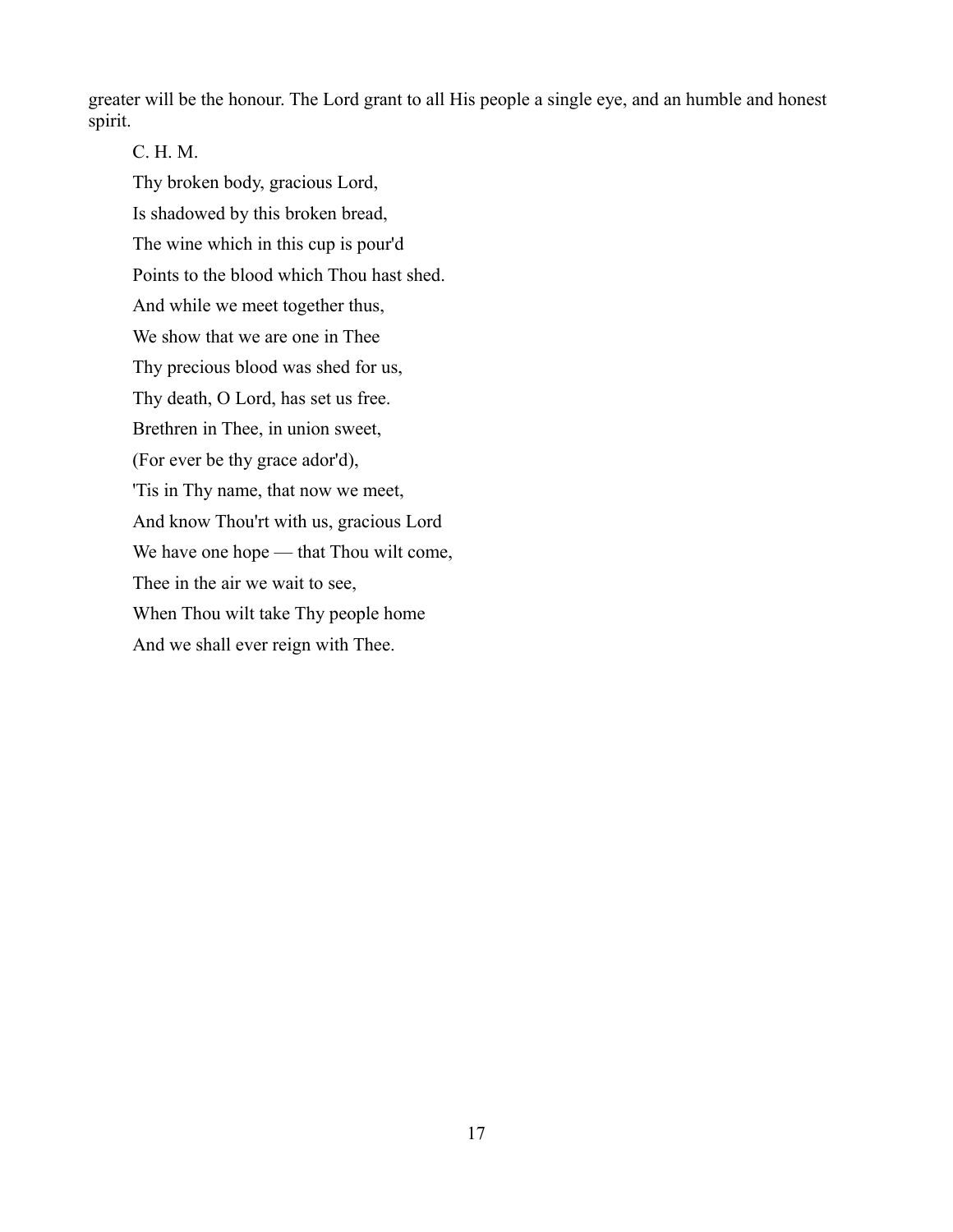greater will be the honour. The Lord grant to all His people a single eye, and an humble and honest spirit.

C. H. M.

Thy broken body, gracious Lord,

Is shadowed by this broken bread,

The wine which in this cup is pour'd

Points to the blood which Thou hast shed.

And while we meet together thus,

We show that we are one in Thee

Thy precious blood was shed for us,

Thy death, O Lord, has set us free.

Brethren in Thee, in union sweet,

(For ever be thy grace ador'd),

'Tis in Thy name, that now we meet,

And know Thou'rt with us, gracious Lord

We have one hope — that Thou wilt come,

Thee in the air we wait to see,

When Thou wilt take Thy people home

And we shall ever reign with Thee.